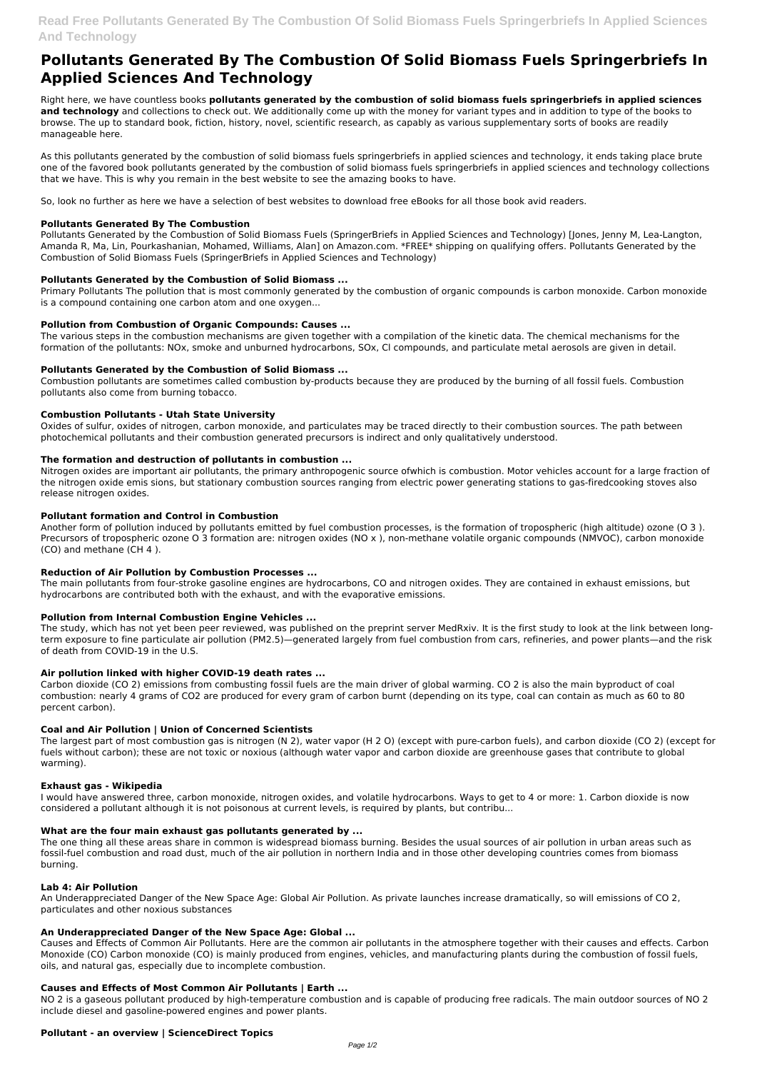# Pollutants Generated By The Combustion Of Solid Biomass Fuels Springerbriefs In Applied Sciences And Technology

Right here, we have countless books **pollutants generated by the combustion of solid biomass fuels springerbriefs in applied sciences and technology** and collections to check out. We additionally come up with the money for variant types and in addition to type of the books to browse. The up to standard book, fiction, history, novel, scientific research, as capably as various supplementary sorts of books are readily manageable here.

As this pollutants generated by the combustion of solid biomass fuels springerbriefs in applied sciences and technology, it ends taking place brute one of the favored book pollutants generated by the combustion of solid biomass fuels springerbriefs in applied sciences and technology collections that we have. This is why you remain in the best website to see the amazing books to have.

So, look no further as here we have a selection of best websites to download free eBooks for all those book avid readers.

### Pollutants Generated By The Combustion

Pollutants Generated by the Combustion of Solid Biomass Fuels (SpringerBriefs in Applied Sciences and Technology) [Jones, Jenny M, Lea-Langton, Amanda R, Ma, Lin, Pourkashanian, Mohamed, Williams, Alan] on Amazon.com. *FREE* shipping on qualifying offers. Pollutants Generated by the Combustion of Solid Biomass Fuels (SpringerBriefs in Applied Sciences and Technology)

### Pollutants Generated by the Combustion of Solid Biomass ...

Primary Pollutants The pollution that is most commonly generated by the combustion of organic compounds is carbon monoxide. Carbon monoxide is a compound containing one carbon atom and one oxygen...

### Pollution from Combustion of Organic Compounds: Causes ...

The various steps in the combustion mechanisms are given together with a compilation of the kinetic data. The chemical mechanisms for the formation of the pollutants: NOx, smoke and unburned hydrocarbons, SOx, Cl compounds, and particulate metal aerosols are given in detail.

### Pollutants Generated by the Combustion of Solid Biomass ...

Combustion pollutants are sometimes called combustion by-products because they are produced by the burning of all fossil fuels. Combustion pollutants also come from burning tobacco.

### Combustion Pollutants - Utah State University

Oxides of sulfur, oxides of nitrogen, carbon monoxide, and particulates may be traced directly to their combustion sources. The path between photochemical pollutants and their combustion generated precursors is indirect and only qualitatively understood.

### The formation and destruction of pollutants in combustion ...

Nitrogen oxides are important air pollutants, the primary anthropogenic source ofwhich is combustion. Motor vehicles account for a large fraction of the nitrogen oxide emis sions, but stationary combustion sources ranging from electric power generating stations to gas-firedcooking stoves also release nitrogen oxides.

### Pollutant formation and Control in Combustion

Another form of pollution induced by pollutants emitted by fuel combustion processes, is the formation of tropospheric (high altitude) ozone ($O_3$). Precursors of tropospheric ozone $O_3$ formation are: nitrogen oxides ($NO_x$), non-methane volatile organic compounds (NMVOC), carbon monoxide (CO) and methane ($CH_4$).

### Reduction of Air Pollution by Combustion Processes ...

The main pollutants from four-stroke gasoline engines are hydrocarbons, CO and nitrogen oxides. They are contained in exhaust emissions, but hydrocarbons are contributed both with the exhaust, and with the evaporative emissions.

### Pollution from Internal Combustion Engine Vehicles ...

The study, which has not yet been peer reviewed, was published on the preprint server MedRxiv. It is the first study to look at the link between long-term exposure to fine particulate air pollution (PM2.5)—generated largely from fuel combustion from cars, refineries, and power plants—and the risk of death from COVID-19 in the U.S.

### Air pollution linked with higher COVID-19 death rates ...

Carbon dioxide ($CO_2$) emissions from combusting fossil fuels are the main driver of global warming. $CO_2$ is also the main byproduct of coal combustion: nearly 4 grams of CO2 are produced for every gram of carbon burnt (depending on its type, coal can contain as much as 60 to 80 percent carbon).

### Coal and Air Pollution | Union of Concerned Scientists

The largest part of most combustion gas is nitrogen ($N_2$), water vapor ($H_2O$) (except with pure-carbon fuels), and carbon dioxide ($CO_2$) (except for fuels without carbon); these are not toxic or noxious (although water vapor and carbon dioxide are greenhouse gases that contribute to global warming).

### Exhaust gas - Wikipedia

I would have answered three, carbon monoxide, nitrogen oxides, and volatile hydrocarbons. Ways to get to 4 or more: 1. Carbon dioxide is now considered a pollutant although it is not poisonous at current levels, is required by plants, but contribu...

### What are the four main exhaust gas pollutants generated by ...

The one thing all these areas share in common is widespread biomass burning. Besides the usual sources of air pollution in urban areas such as fossil-fuel combustion and road dust, much of the air pollution in northern India and in those other developing countries comes from biomass burning.

### Lab 4: Air Pollution

An Underappreciated Danger of the New Space Age: Global Air Pollution. As private launches increase dramatically, so will emissions of CO 2, particulates and other noxious substances

### An Underappreciated Danger of the New Space Age: Global ...

Causes and Effects of Common Air Pollutants. Here are the common air pollutants in the atmosphere together with their causes and effects. Carbon Monoxide (CO) Carbon monoxide (CO) is mainly produced from engines, vehicles, and manufacturing plants during the combustion of fossil fuels, oils, and natural gas, especially due to incomplete combustion.

### Causes and Effects of Most Common Air Pollutants | Earth ...

$NO_2$ is a gaseous pollutant produced by high-temperature combustion and is capable of producing free radicals. The main outdoor sources of $NO_2$ include diesel and gasoline-powered engines and power plants.

### Pollutant - an overview | ScienceDirect Topics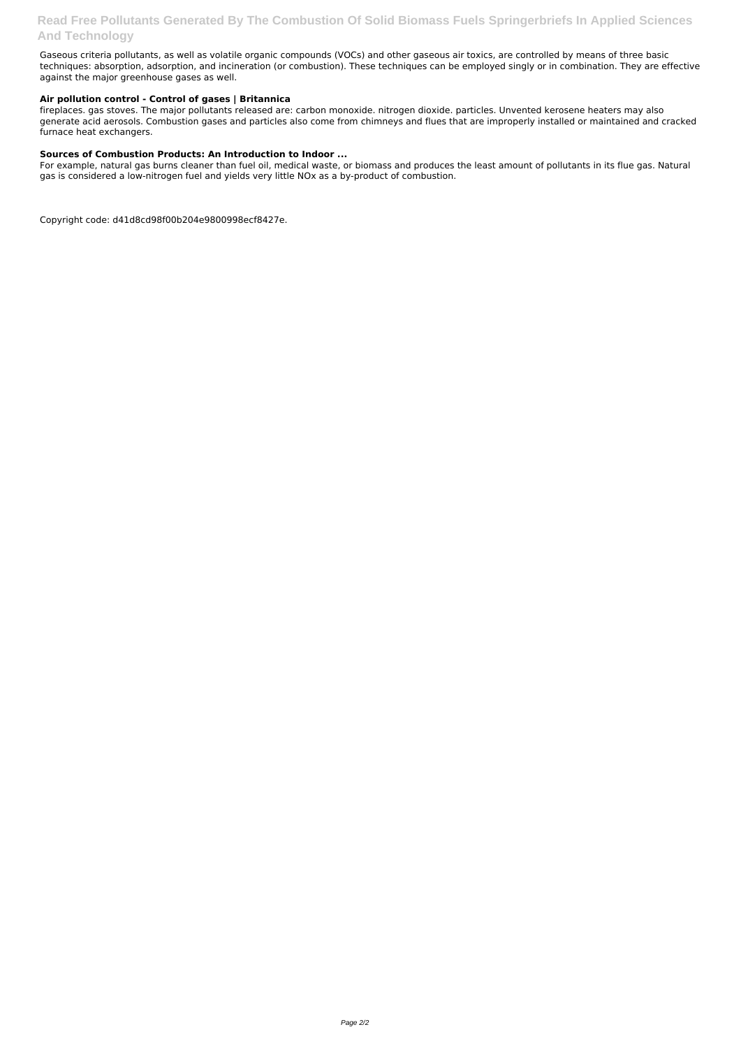Gaseous criteria pollutants, as well as volatile organic compounds (VOCs) and other gaseous air toxics, are controlled by means of three basic techniques: absorption, adsorption, and incineration (or combustion). These techniques can be employed singly or in combination. They are effective against the major greenhouse gases as well.

**Air pollution control - Control of gases | Britannica**

fireplaces. gas stoves. The major pollutants released are: carbon monoxide. nitrogen dioxide. particles. Unvented kerosene heaters may also generate acid aerosols. Combustion gases and particles also come from chimneys and flues that are improperly installed or maintained and cracked furnace heat exchangers.

**Sources of Combustion Products: An Introduction to Indoor ...**

For example, natural gas burns cleaner than fuel oil, medical waste, or biomass and produces the least amount of pollutants in its flue gas. Natural gas is considered a low-nitrogen fuel and yields very little NOx as a by-product of combustion.

Copyright code: d41d8cd98f00b204e9800998ecf8427e.